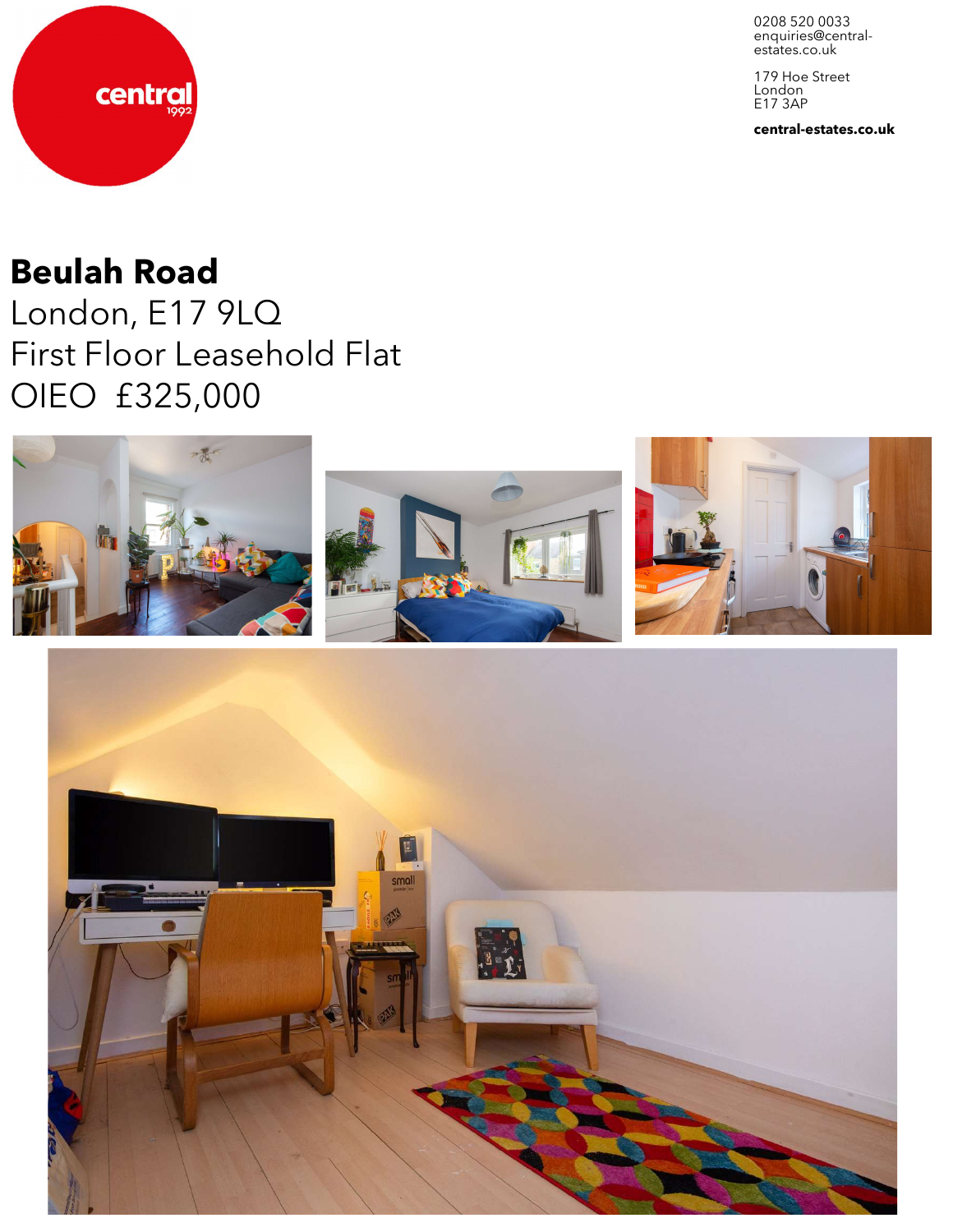central
1992

0208 520 0033
enquiries@central-estates.co.uk

179 Hoe Street
London
E17 3AP

**central-estates.co.uk**

# Beulah Road

London, E17 9LQ
First Floor Leasehold Flat
OIEO £325,000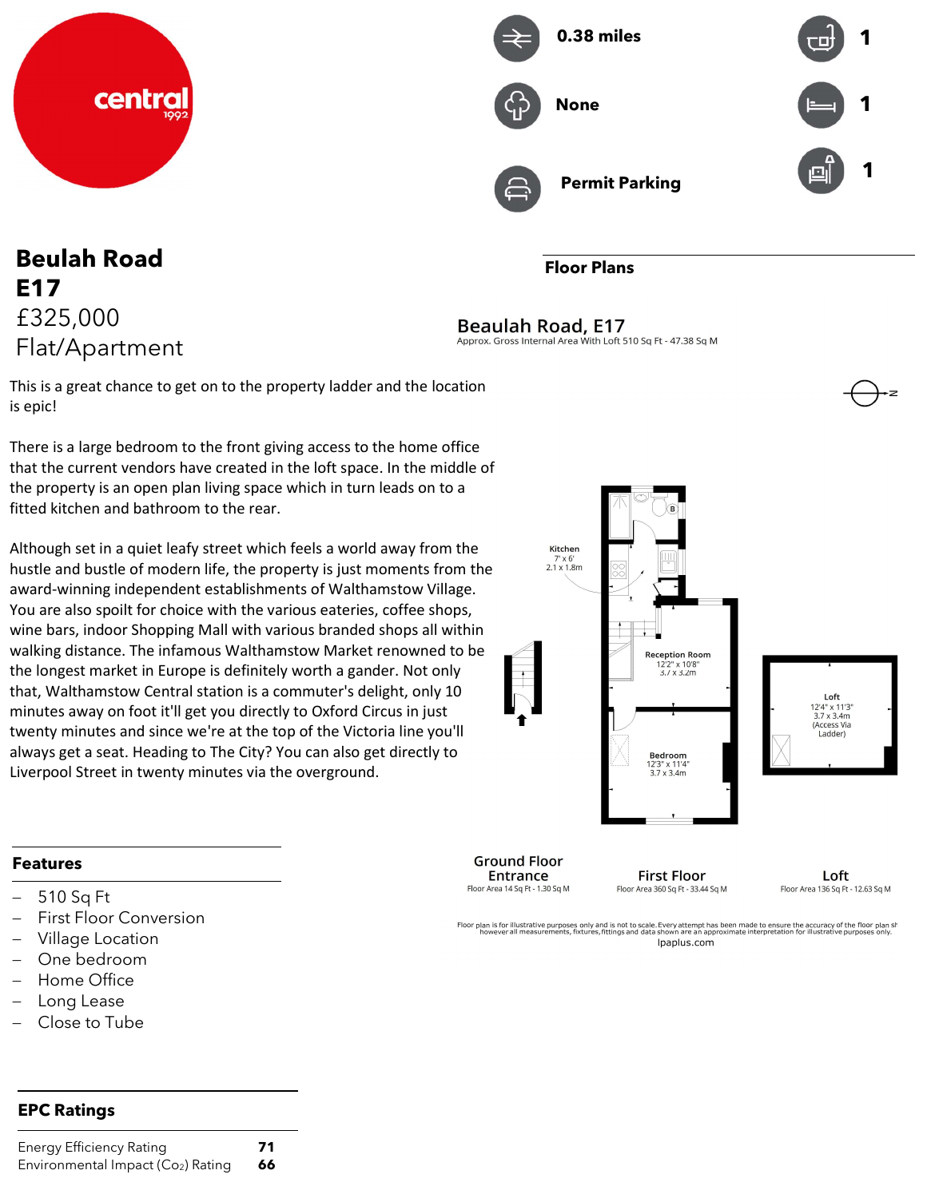central 1992

0.38 miles

None

Permit Parking

1

1

1

# Beulah Road
# E17
£325,000
Flat/Apartment

This is a great chance to get on to the property ladder and the location is epic!

There is a large bedroom to the front giving access to the home office that the current vendors have created in the loft space. In the middle of the property is an open plan living space which in turn leads on to a fitted kitchen and bathroom to the rear.

Although set in a quiet leafy street which feels a world away from the hustle and bustle of modern life, the property is just moments from the award-winning independent establishments of Walthamstow Village. You are also spoilt for choice with the various eateries, coffee shops, wine bars, indoor Shopping Mall with various branded shops all within walking distance. The infamous Walthamstow Market renowned to be the longest market in Europe is definitely worth a gander. Not only that, Walthamstow Central station is a commuter's delight, only 10 minutes away on foot it'll get you directly to Oxford Circus in just twenty minutes and since we're at the top of the Victoria line you'll always get a seat. Heading to The City? You can also get directly to Liverpool Street in twenty minutes via the overground.

## Features

- 510 Sq Ft
- First Floor Conversion
- Village Location
- One bedroom
- Home Office
- Long Lease
- Close to Tube

## EPC Ratings

| | |
|---|---|
| Energy Efficiency Rating | 71 |
| Environmental Impact ($Co_2$) Rating | 66 |

## Floor Plans

Beaulah Road, E17
Approx. Gross Internal Area With Loft 510 Sq Ft - 47.38 Sq M

Kitchen
7' x 6'
2.1 x 1.8m

Reception Room
12'2" x 10'8"
3.7 x 3.2m

Bedroom
12'3" x 11'4"
3.7 x 3.4m

Loft
12'4" x 11'3"
3.7 x 3.4m
(Access Via Ladder)

Ground Floor Entrance
Floor Area 14 Sq Ft - 1.30 Sq M

First Floor
Floor Area 360 Sq Ft - 33.44 Sq M

Loft
Floor Area 136 Sq Ft - 12.63 Sq M

Floor plan is for illustrative purposes only and is not to scale. Every attempt has been made to ensure the accuracy of the floor plan sh however all measurements, fixtures, fittings and data shown are an approximate interpretation for illustrative purposes only.
lpaplus.com